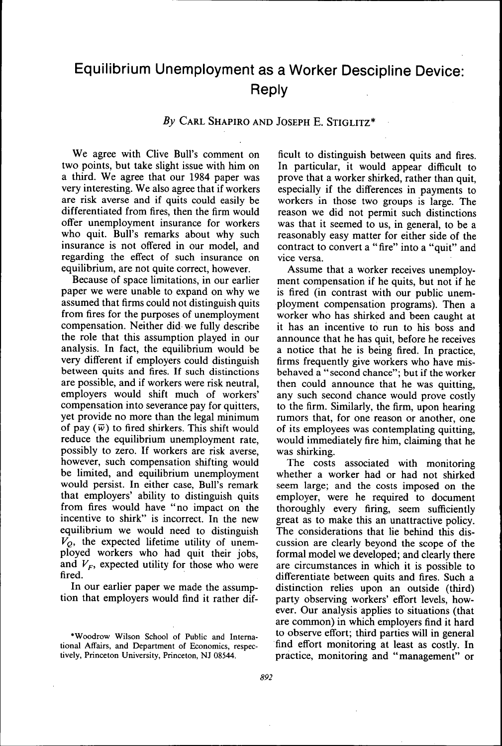# Equilibrium Unemployment as a Worker Descipline Device: Reply

*By* CARL SHAPIRO AND JOSEPH E. STIGLITZ*

We agree with Clive Bull's comment on two points, but take slight issue with him on a third. We agree that our 1984 paper was very interesting. We also agree that if workers are risk averse and if quits could easily be differentiated from fires, then the firm would offer unemployment insurance for workers who quit. Bull's remarks about why such insurance is not offered in our model, and regarding the effect of such insurance on equilibrium, are not quite correct, however.

Because of space limitations, in our earlier paper we were unable to expand on why we assumed that firms could not distinguish quits from fires for the purposes of unemployment compensation. Neither did we fully describe the role that this assumption played in our analysis. In fact, the equilibrium would be very different if employers could distinguish between quits and fires. If such distinctions are possible, and if workers were risk neutral, employers would shift much of workers' compensation into severance pay for quitters, yet provide no more than the legal minimum of pay ($\bar{w}$) to fired shirkers. This shift would reduce the equilibrium unemployment rate, possibly to zero. If workers are risk averse, however, such compensation shifting would be limited, and equilibrium unemployment would persist. In either case, Bull's remark that employers' ability to distinguish quits from fires would have "no impact on the incentive to shirk" is incorrect. In the new equilibrium we would need to distinguish $V_Q$, the expected lifetime utility of unemployed workers who had quit their jobs, and $V_F$, expected utility for those who were fired.

In our earlier paper we made the assumption that employers would find it rather difficult to distinguish between quits and fires. In particular, it would appear difficult to prove that a worker shirked, rather than quit, especially if the differences in payments to workers in those two groups is large. The reason we did not permit such distinctions was that it seemed to us, in general, to be a reasonably easy matter for either side of the contract to convert a "fire" into a "quit" and vice versa.

Assume that a worker receives unemployment compensation if he quits, but not if he is fired (in contrast with our public unemployment compensation programs). Then a worker who has shirked and been caught at it has an incentive to run to his boss and announce that he has quit, before he receives a notice that he is being fired. In practice, firms frequently give workers who have misbehaved a "second chance"; but if the worker then could announce that he was quitting, any such second chance would prove costly to the firm. Similarly, the firm, upon hearing rumors that, for one reason or another, one of its employees was contemplating quitting, would immediately fire him, claiming that he was shirking.

The costs associated with monitoring whether a worker had or had not shirked seem large; and the costs imposed on the employer, were he required to document thoroughly every firing, seem sufficiently great as to make this an unattractive policy. The considerations that lie behind this discussion are clearly beyond the scope of the formal model we developed; and clearly there are circumstances in which it is possible to differentiate between quits and fires. Such a distinction relies upon an outside (third) party observing workers' effort levels, however. Our analysis applies to situations (that are common) in which employers find it hard to observe effort; third parties will in general find effort monitoring at least as costly. In practice, monitoring and "management" or

*Woodrow Wilson School of Public and International Affairs, and Department of Economics, respectively, Princeton University, Princeton, NJ 08544.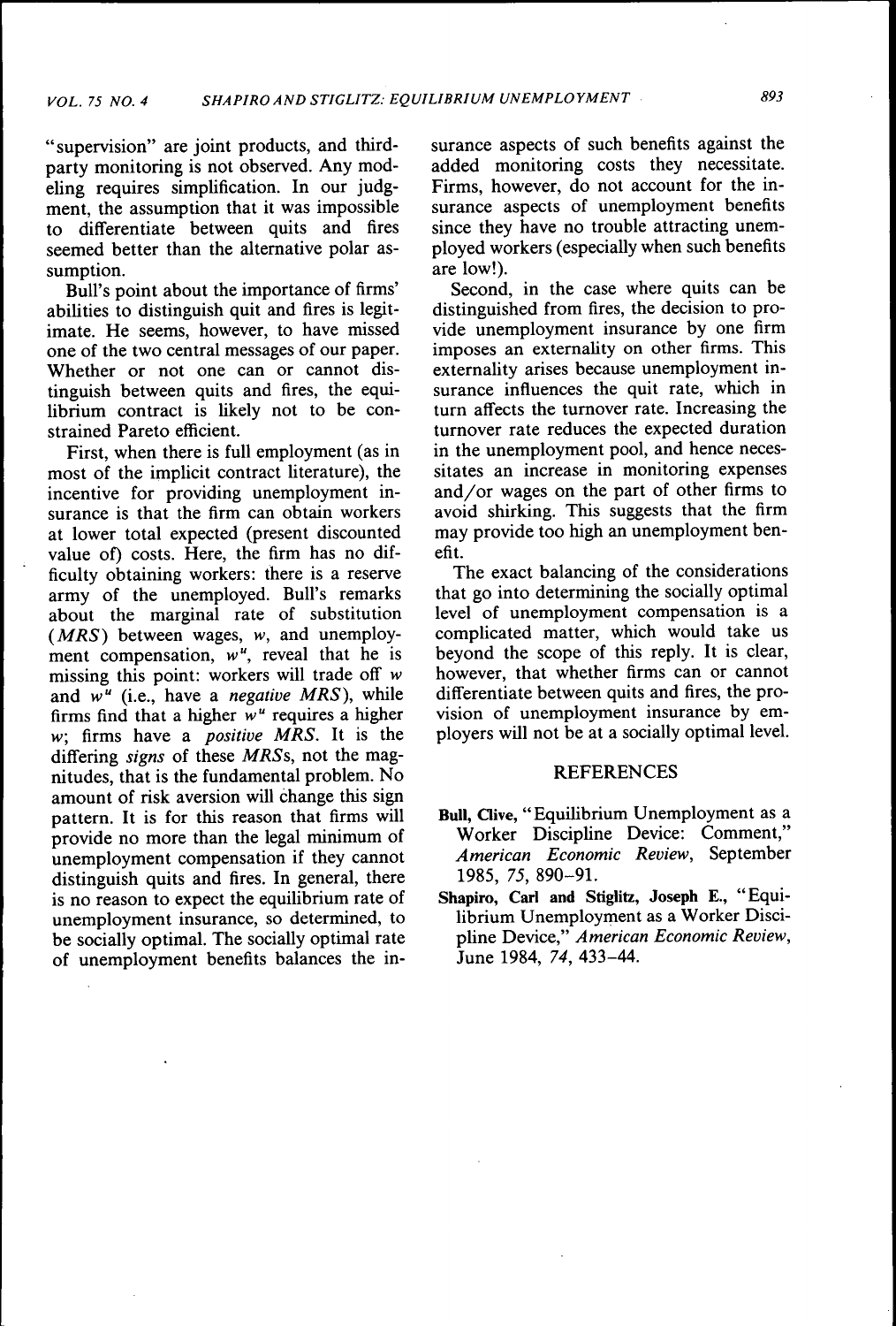"supervision" are joint products, and third-party monitoring is not observed. Any modeling requires simplification. In our judgment, the assumption that it was impossible to differentiate between quits and fires seemed better than the alternative polar assumption.

Bull's point about the importance of firms' abilities to distinguish quit and fires is legitimate. He seems, however, to have missed one of the two central messages of our paper. Whether or not one can or cannot distinguish between quits and fires, the equilibrium contract is likely not to be constrained Pareto efficient.

First, when there is full employment (as in most of the implicit contract literature), the incentive for providing unemployment insurance is that the firm can obtain workers at lower total expected (present discounted value of) costs. Here, the firm has no difficulty obtaining workers: there is a reserve army of the unemployed. Bull's remarks about the marginal rate of substitution (*MRS*) between wages, $w$, and unemployment compensation, $w^u$, reveal that he is missing this point: workers will trade off $w$ and $w^u$ (i.e., have a *negative MRS*), while firms find that a higher $w^u$ requires a higher $w$; firms have a *positive MRS*. It is the differing *signs* of these *MRS*s, not the magnitudes, that is the fundamental problem. No amount of risk aversion will change this sign pattern. It is for this reason that firms will provide no more than the legal minimum of unemployment compensation if they cannot distinguish quits and fires. In general, there is no reason to expect the equilibrium rate of unemployment insurance, so determined, to be socially optimal. The socially optimal rate of unemployment benefits balances the insurance aspects of such benefits against the added monitoring costs they necessitate. Firms, however, do not account for the insurance aspects of unemployment benefits since they have no trouble attracting unemployed workers (especially when such benefits are low!).

Second, in the case where quits can be distinguished from fires, the decision to provide unemployment insurance by one firm imposes an externality on other firms. This externality arises because unemployment insurance influences the quit rate, which in turn affects the turnover rate. Increasing the turnover rate reduces the expected duration in the unemployment pool, and hence necessitates an increase in monitoring expenses and/or wages on the part of other firms to avoid shirking. This suggests that the firm may provide too high an unemployment benefit.

The exact balancing of the considerations that go into determining the socially optimal level of unemployment compensation is a complicated matter, which would take us beyond the scope of this reply. It is clear, however, that whether firms can or cannot differentiate between quits and fires, the provision of unemployment insurance by employers will not be at a socially optimal level.

## REFERENCES

**Bull, Clive**, "Equilibrium Unemployment as a Worker Discipline Device: Comment," *American Economic Review*, September 1985, *75*, 890–91.

**Shapiro, Carl and Stiglitz, Joseph E.**, "Equilibrium Unemployment as a Worker Discipline Device," *American Economic Review*, June 1984, *74*, 433–44.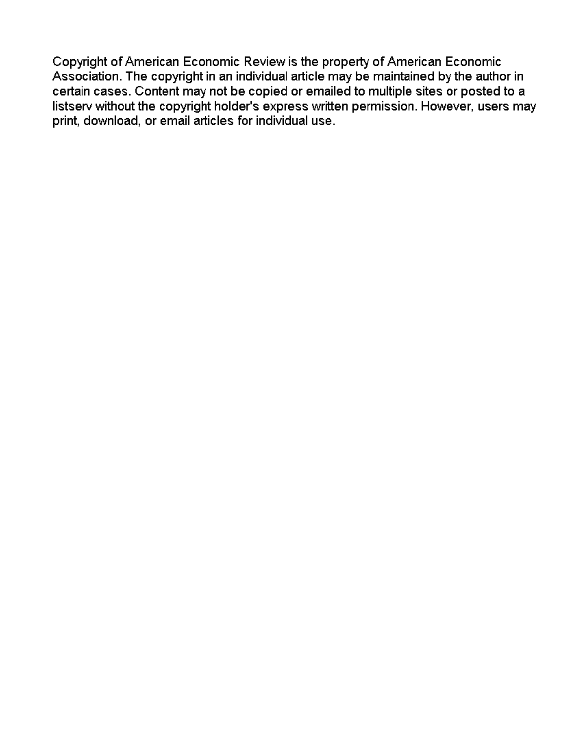Copyright of American Economic Review is the property of American Economic Association. The copyright in an individual article may be maintained by the author in certain cases. Content may not be copied or emailed to multiple sites or posted to a listserv without the copyright holder's express written permission. However, users may print, download, or email articles for individual use.